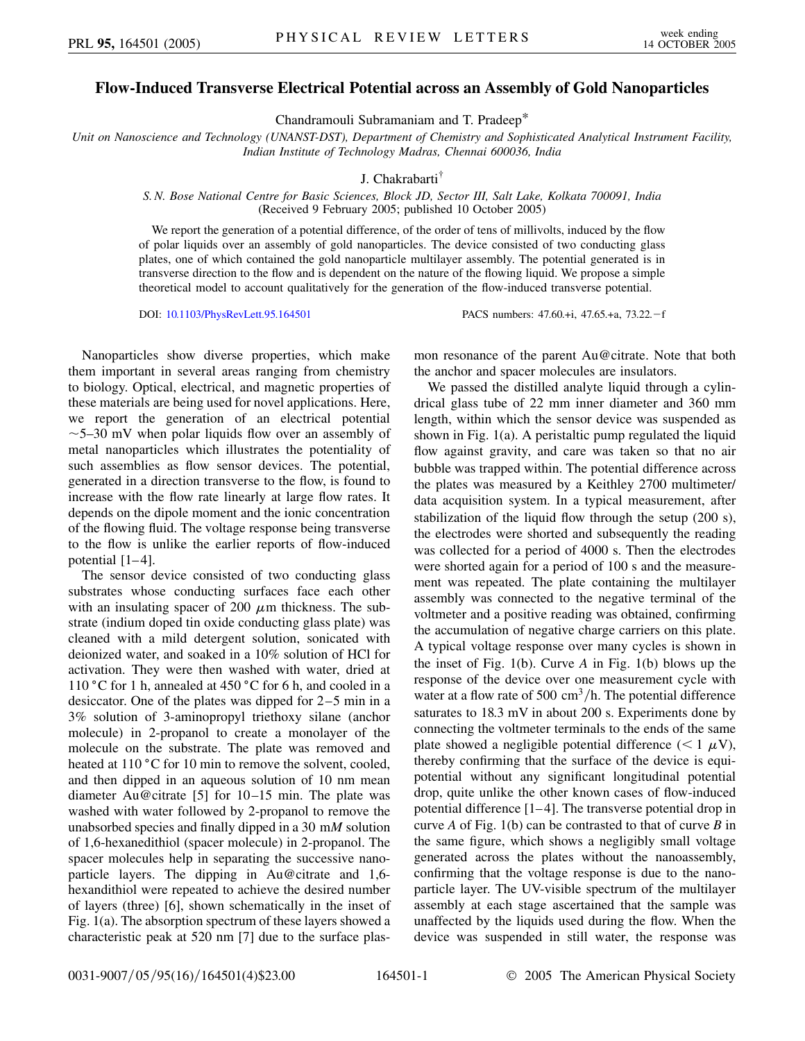# Flow-Induced Transverse Electrical Potential across an Assembly of Gold Nanoparticles

Chandramouli Subramaniam and T. Pradeep*

*Unit on Nanoscience and Technology (UNANST-DST), Department of Chemistry and Sophisticated Analytical Instrument Facility, Indian Institute of Technology Madras, Chennai 600036, India*

J. Chakrabarti†

*S. N. Bose National Centre for Basic Sciences, Block JD, Sector III, Salt Lake, Kolkata 700091, India*
(Received 9 February 2005; published 10 October 2005)

We report the generation of a potential difference, of the order of tens of millivolts, induced by the flow of polar liquids over an assembly of gold nanoparticles. The device consisted of two conducting glass plates, one of which contained the gold nanoparticle multilayer assembly. The potential generated is in transverse direction to the flow and is dependent on the nature of the flowing liquid. We propose a simple theoretical model to account qualitatively for the generation of the flow-induced transverse potential.

DOI: 10.1103/PhysRevLett.95.164501    PACS numbers: 47.60.+i, 47.65.+a, 73.22.−f

Nanoparticles show diverse properties, which make them important in several areas ranging from chemistry to biology. Optical, electrical, and magnetic properties of these materials are being used for novel applications. Here, we report the generation of an electrical potential ~5–30 mV when polar liquids flow over an assembly of metal nanoparticles which illustrates the potentiality of such assemblies as flow sensor devices. The potential, generated in a direction transverse to the flow, is found to increase with the flow rate linearly at large flow rates. It depends on the dipole moment and the ionic concentration of the flowing fluid. The voltage response being transverse to the flow is unlike the earlier reports of flow-induced potential [1–4].

The sensor device consisted of two conducting glass substrates whose conducting surfaces face each other with an insulating spacer of 200 $\mu$m thickness. The substrate (indium doped tin oxide conducting glass plate) was cleaned with a mild detergent solution, sonicated with deionized water, and soaked in a 10% solution of HCl for activation. They were then washed with water, dried at 110 °C for 1 h, annealed at 450 °C for 6 h, and cooled in a desiccator. One of the plates was dipped for 2–5 min in a 3% solution of 3-aminopropyl triethoxy silane (anchor molecule) in 2-propanol to create a monolayer of the molecule on the substrate. The plate was removed and heated at 110 °C for 10 min to remove the solvent, cooled, and then dipped in an aqueous solution of 10 nm mean diameter Au@citrate [5] for 10–15 min. The plate was washed with water followed by 2-propanol to remove the unabsorbed species and finally dipped in a 30 m*M* solution of 1,6-hexanedithiol (spacer molecule) in 2-propanol. The spacer molecules help in separating the successive nanoparticle layers. The dipping in Au@citrate and 1,6-hexandithiol were repeated to achieve the desired number of layers (three) [6], shown schematically in the inset of Fig. 1(a). The absorption spectrum of these layers showed a characteristic peak at 520 nm [7] due to the surface plasmon resonance of the parent Au@citrate. Note that both the anchor and spacer molecules are insulators.

We passed the distilled analyte liquid through a cylindrical glass tube of 22 mm inner diameter and 360 mm length, within which the sensor device was suspended as shown in Fig. 1(a). A peristaltic pump regulated the liquid flow against gravity, and care was taken so that no air bubble was trapped within. The potential difference across the plates was measured by a Keithley 2700 multimeter/data acquisition system. In a typical measurement, after stabilization of the liquid flow through the setup (200 s), the electrodes were shorted and subsequently the reading was collected for a period of 4000 s. Then the electrodes were shorted again for a period of 100 s and the measurement was repeated. The plate containing the multilayer assembly was connected to the negative terminal of the voltmeter and a positive reading was obtained, confirming the accumulation of negative charge carriers on this plate. A typical voltage response over many cycles is shown in the inset of Fig. 1(b). Curve *A* in Fig. 1(b) blows up the response of the device over one measurement cycle with water at a flow rate of 500 $cm^3$/h. The potential difference saturates to 18.3 mV in about 200 s. Experiments done by connecting the voltmeter terminals to the ends of the same plate showed a negligible potential difference (< 1 $\mu$V), thereby confirming that the surface of the device is equipotential without any significant longitudinal potential drop, quite unlike the other known cases of flow-induced potential difference [1–4]. The transverse potential drop in curve *A* of Fig. 1(b) can be contrasted to that of curve *B* in the same figure, which shows a negligibly small voltage generated across the plates without the nanoassembly, confirming that the voltage response is due to the nanoparticle layer. The UV-visible spectrum of the multilayer assembly at each stage ascertained that the sample was unaffected by the liquids used during the flow. When the device was suspended in still water, the response was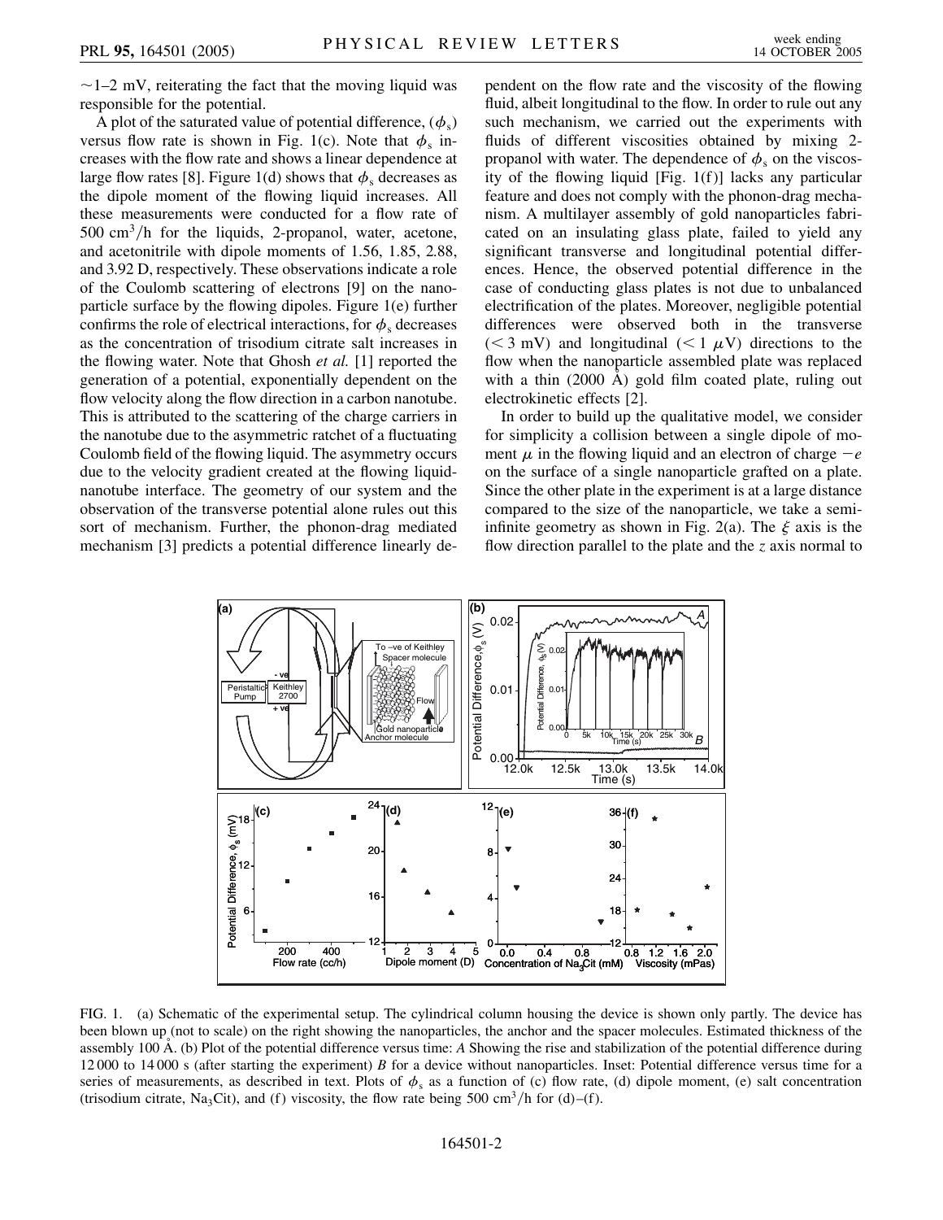~1–2 mV, reiterating the fact that the moving liquid was responsible for the potential.

A plot of the saturated value of potential difference, ($\phi_s$) versus flow rate is shown in Fig. 1(c). Note that $\phi_s$ increases with the flow rate and shows a linear dependence at large flow rates [8]. Figure 1(d) shows that $\phi_s$ decreases as the dipole moment of the flowing liquid increases. All these measurements were conducted for a flow rate of 500 $cm^3/h$ for the liquids, 2-propanol, water, acetone, and acetonitrile with dipole moments of 1.56, 1.85, 2.88, and 3.92 D, respectively. These observations indicate a role of the Coulomb scattering of electrons [9] on the nanoparticle surface by the flowing dipoles. Figure 1(e) further confirms the role of electrical interactions, for $\phi_s$ decreases as the concentration of trisodium citrate salt increases in the flowing water. Note that Ghosh *et al.* [1] reported the generation of a potential, exponentially dependent on the flow velocity along the flow direction in a carbon nanotube. This is attributed to the scattering of the charge carriers in the nanotube due to the asymmetric ratchet of a fluctuating Coulomb field of the flowing liquid. The asymmetry occurs due to the velocity gradient created at the flowing liquid-nanotube interface. The geometry of our system and the observation of the transverse potential alone rules out this sort of mechanism. Further, the phonon-drag mediated mechanism [3] predicts a potential difference linearly dependent on the flow rate and the viscosity of the flowing fluid, albeit longitudinal to the flow. In order to rule out any such mechanism, we carried out the experiments with fluids of different viscosities obtained by mixing 2-propanol with water. The dependence of $\phi_s$ on the viscosity of the flowing liquid [Fig. 1(f)] lacks any particular feature and does not comply with the phonon-drag mechanism. A multilayer assembly of gold nanoparticles fabricated on an insulating glass plate, failed to yield any significant transverse and longitudinal potential differences. Hence, the observed potential difference in the case of conducting glass plates is not due to unbalanced electrification of the plates. Moreover, negligible potential differences were observed both in the transverse ($< 3$ mV) and longitudinal ($< 1$ $\mu$V) directions to the flow when the nanoparticle assembled plate was replaced with a thin (2000 Å) gold film coated plate, ruling out electrokinetic effects [2].

In order to build up the qualitative model, we consider for simplicity a collision between a single dipole of moment $\mu$ in the flowing liquid and an electron of charge $-e$ on the surface of a single nanoparticle grafted on a plate. Since the other plate in the experiment is at a large distance compared to the size of the nanoparticle, we take a semi-infinite geometry as shown in Fig. 2(a). The $\xi$ axis is the flow direction parallel to the plate and the $z$ axis normal to

FIG. 1. (a) Schematic of the experimental setup. The cylindrical column housing the device is shown only partly. The device has been blown up (not to scale) on the right showing the nanoparticles, the anchor and the spacer molecules. Estimated thickness of the assembly 100 Å. (b) Plot of the potential difference versus time: *A* Showing the rise and stabilization of the potential difference during 12 000 to 14 000 s (after starting the experiment) *B* for a device without nanoparticles. Inset: Potential difference versus time for a series of measurements, as described in text. Plots of $\phi_s$ as a function of (c) flow rate, (d) dipole moment, (e) salt concentration (trisodium citrate, $Na_3Cit$), and (f) viscosity, the flow rate being 500 $cm^3/h$ for (d)–(f).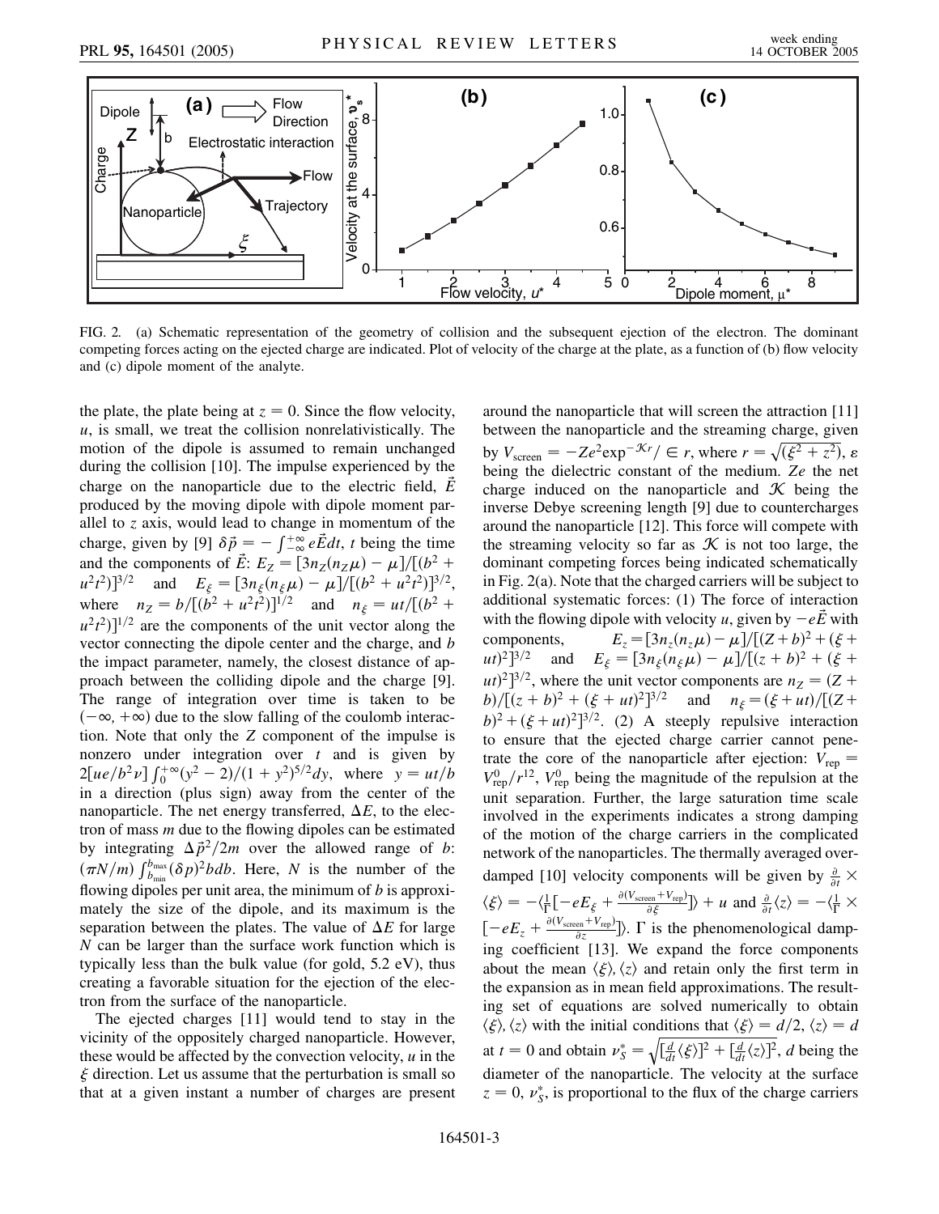FIG. 2. (a) Schematic representation of the geometry of collision and the subsequent ejection of the electron. The dominant competing forces acting on the ejected charge are indicated. Plot of velocity of the charge at the plate, as a function of (b) flow velocity and (c) dipole moment of the analyte.

the plate, the plate being at $z = 0$. Since the flow velocity, $u$, is small, we treat the collision nonrelativistically. The motion of the dipole is assumed to remain unchanged during the collision [10]. The impulse experienced by the charge on the nanoparticle due to the electric field, $\vec{E}$ produced by the moving dipole with dipole moment parallel to $z$ axis, would lead to change in momentum of the charge, given by [9] $\delta\vec{p} = -\int_{-\infty}^{+\infty} e\vec{E}dt$, $t$ being the time and the components of $\vec{E}$: $E_Z = [3n_Z(n_Z\mu) - \mu]/[(b^2 + u^2t^2)]^{3/2}$ and $E_\xi = [3n_\xi(n_\xi\mu) - \mu]/[(b^2 + u^2t^2)]^{3/2}$, where $n_Z = b/[(b^2 + u^2t^2)]^{1/2}$ and $n_\xi = ut/[(b^2 + u^2t^2)]^{1/2}$ are the components of the unit vector along the vector connecting the dipole center and the charge, and $b$ the impact parameter, namely, the closest distance of approach between the colliding dipole and the charge [9]. The range of integration over time is taken to be $(-\infty, +\infty)$ due to the slow falling of the coulomb interaction. Note that only the $Z$ component of the impulse is nonzero under integration over $t$ and is given by $2[ue/b^2\nu]\int_0^{+\infty}(y^2 - 2)/(1 + y^2)^{5/2}dy$, where $y = ut/b$ in a direction (plus sign) away from the center of the nanoparticle. The net energy transferred, $\Delta E$, to the electron of mass $m$ due to the flowing dipoles can be estimated by integrating $\Delta\vec{p}^2/2m$ over the allowed range of $b$: $(\pi N/m)\int_{b_{\min}}^{b_{\max}}(\delta p)^2 bdb$. Here, $N$ is the number of the flowing dipoles per unit area, the minimum of $b$ is approximately the size of the dipole, and its maximum is the separation between the plates. The value of $\Delta E$ for large $N$ can be larger than the surface work function which is typically less than the bulk value (for gold, 5.2 eV), thus creating a favorable situation for the ejection of the electron from the surface of the nanoparticle.

The ejected charges [11] would tend to stay in the vicinity of the oppositely charged nanoparticle. However, these would be affected by the convection velocity, $u$ in the $\xi$ direction. Let us assume that the perturbation is small so that at a given instant a number of charges are present around the nanoparticle that will screen the attraction [11] between the nanoparticle and the streaming charge, given by $V_{\text{screen}} = -Ze^2\exp^{-\mathcal{K}r}/\in r$, where $r = \sqrt{(\xi^2 + z^2)}$, $\varepsilon$ being the dielectric constant of the medium. $Ze$ the net charge induced on the nanoparticle and $\mathcal{K}$ being the inverse Debye screening length [9] due to countercharges around the nanoparticle [12]. This force will compete with the streaming velocity so far as $\mathcal{K}$ is not too large, the dominant competing forces being indicated schematically in Fig. 2(a). Note that the charged carriers will be subject to additional systematic forces: (1) The force of interaction with the flowing dipole with velocity $u$, given by $-e\vec{E}$ with components, $E_z = [3n_z(n_z\mu) - \mu]/[(Z + b)^2 + (\xi + ut)^2]^{3/2}$ and $E_\xi = [3n_\xi(n_\xi\mu) - \mu]/[(z + b)^2 + (\xi + ut)^2]^{3/2}$, where the unit vector components are $n_Z = (Z + b)/[(z + b)^2 + (\xi + ut)^2]^{3/2}$ and $n_\xi = (\xi + ut)/[(Z + b)^2 + (\xi + ut)^2]^{3/2}$. (2) A steeply repulsive interaction to ensure that the ejected charge carrier cannot penetrate the core of the nanoparticle after ejection: $V_{\text{rep}} = V_{\text{rep}}^0/r^{12}$, $V_{\text{rep}}^0$ being the magnitude of the repulsion at the unit separation. Further, the large saturation time scale involved in the experiments indicates a strong damping of the motion of the charge carriers in the complicated network of the nanoparticles. The thermally averaged overdamped [10] velocity components will be given by $\frac{\partial}{\partial t} \times \langle\xi\rangle = -\langle\frac{1}{\Gamma}[-eE_\xi + \frac{\partial(V_{\text{screen}} + V_{\text{rep}})}{\partial\xi}]\rangle + u$ and $\frac{\partial}{\partial t}\langle z\rangle = -\langle\frac{1}{\Gamma} \times [-eE_z + \frac{\partial(V_{\text{screen}} + V_{\text{rep}})}{\partial z}]\rangle$. $\Gamma$ is the phenomenological damping coefficient [13]. We expand the force components about the mean $\langle\xi\rangle, \langle z\rangle$ and retain only the first term in the expansion as in mean field approximations. The resulting set of equations are solved numerically to obtain $\langle\xi\rangle, \langle z\rangle$ with the initial conditions that $\langle\xi\rangle = d/2$, $\langle z\rangle = d$ at $t = 0$ and obtain $\nu_S^* = \sqrt{[\frac{d}{dt}\langle\xi\rangle]^2 + [\frac{d}{dt}\langle z\rangle]^2}$, $d$ being the diameter of the nanoparticle. The velocity at the surface $z = 0$, $\nu_S^*$, is proportional to the flux of the charge carriers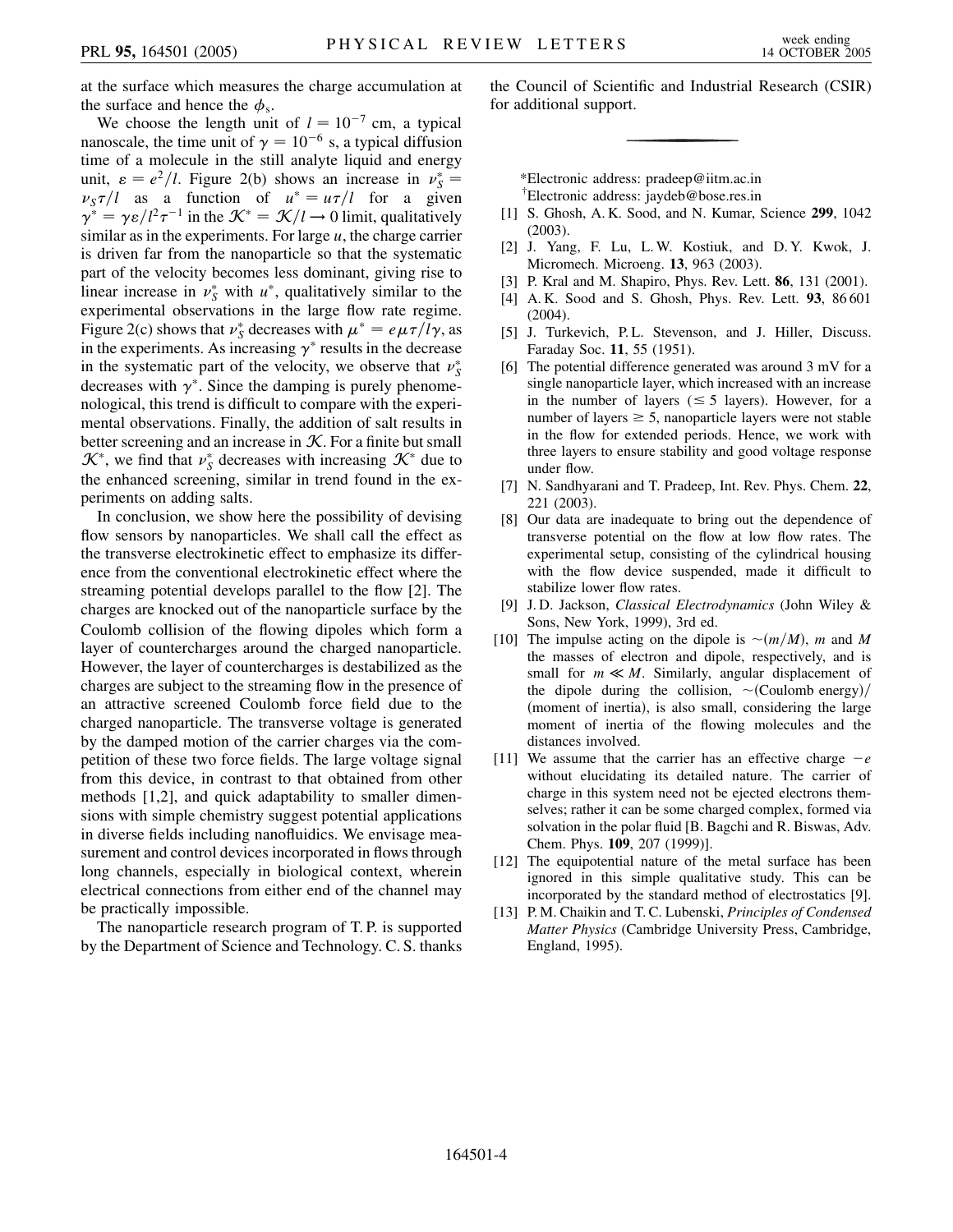at the surface which measures the charge accumulation at the surface and hence the $\phi_s$.

We choose the length unit of $l = 10^{-7}$ cm, a typical nanoscale, the time unit of $\gamma = 10^{-6}$ s, a typical diffusion time of a molecule in the still analyte liquid and energy unit, $\varepsilon = e^2/l$. Figure 2(b) shows an increase in $\nu_S^* = \nu_S \tau/l$ as a function of $u^* = u\tau/l$ for a given $\gamma^* = \gamma\varepsilon/l^2\tau^{-1}$ in the $\mathcal{K}^* = \mathcal{K}/l \to 0$ limit, qualitatively similar as in the experiments. For large $u$, the charge carrier is driven far from the nanoparticle so that the systematic part of the velocity becomes less dominant, giving rise to linear increase in $\nu_S^*$ with $u^*$, qualitatively similar to the experimental observations in the large flow rate regime. Figure 2(c) shows that $\nu_S^*$ decreases with $\mu^* = e\mu\tau/l\gamma$, as in the experiments. As increasing $\gamma^*$ results in the decrease in the systematic part of the velocity, we observe that $\nu_S^*$ decreases with $\gamma^*$. Since the damping is purely phenomenological, this trend is difficult to compare with the experimental observations. Finally, the addition of salt results in better screening and an increase in $\mathcal{K}$. For a finite but small $\mathcal{K}^*$, we find that $\nu_S^*$ decreases with increasing $\mathcal{K}^*$ due to the enhanced screening, similar in trend found in the experiments on adding salts.

In conclusion, we show here the possibility of devising flow sensors by nanoparticles. We shall call the effect as the transverse electrokinetic effect to emphasize its difference from the conventional electrokinetic effect where the streaming potential develops parallel to the flow [2]. The charges are knocked out of the nanoparticle surface by the Coulomb collision of the flowing dipoles which form a layer of countercharges around the charged nanoparticle. However, the layer of countercharges is destabilized as the charges are subject to the streaming flow in the presence of an attractive screened Coulomb force field due to the charged nanoparticle. The transverse voltage is generated by the damped motion of the carrier charges via the competition of these two force fields. The large voltage signal from this device, in contrast to that obtained from other methods [1,2], and quick adaptability to smaller dimensions with simple chemistry suggest potential applications in diverse fields including nanofluidics. We envisage measurement and control devices incorporated in flows through long channels, especially in biological context, wherein electrical connections from either end of the channel may be practically impossible.

The nanoparticle research program of T. P. is supported by the Department of Science and Technology. C. S. thanks the Council of Scientific and Industrial Research (CSIR) for additional support.

*Electronic address: pradeep@iitm.ac.in
†Electronic address: jaydeb@bose.res.in

[1] S. Ghosh, A. K. Sood, and N. Kumar, Science **299**, 1042 (2003).
[2] J. Yang, F. Lu, L. W. Kostiuk, and D. Y. Kwok, J. Micromech. Microeng. **13**, 963 (2003).
[3] P. Kral and M. Shapiro, Phys. Rev. Lett. **86**, 131 (2001).
[4] A. K. Sood and S. Ghosh, Phys. Rev. Lett. **93**, 86 601 (2004).
[5] J. Turkevich, P. L. Stevenson, and J. Hiller, Discuss. Faraday Soc. **11**, 55 (1951).
[6] The potential difference generated was around 3 mV for a single nanoparticle layer, which increased with an increase in the number of layers ($\leq 5$ layers). However, for a number of layers $\geq 5$, nanoparticle layers were not stable in the flow for extended periods. Hence, we work with three layers to ensure stability and good voltage response under flow.
[7] N. Sandhyarani and T. Pradeep, Int. Rev. Phys. Chem. **22**, 221 (2003).
[8] Our data are inadequate to bring out the dependence of transverse potential on the flow at low flow rates. The experimental setup, consisting of the cylindrical housing with the flow device suspended, made it difficult to stabilize lower flow rates.
[9] J. D. Jackson, *Classical Electrodynamics* (John Wiley & Sons, New York, 1999), 3rd ed.
[10] The impulse acting on the dipole is $\sim(m/M)$, $m$ and $M$ the masses of electron and dipole, respectively, and is small for $m \ll M$. Similarly, angular displacement of the dipole during the collision, $\sim$(Coulomb energy)/(moment of inertia), is also small, considering the large moment of inertia of the flowing molecules and the distances involved.
[11] We assume that the carrier has an effective charge $-e$ without elucidating its detailed nature. The carrier of charge in this system need not be ejected electrons themselves; rather it can be some charged complex, formed via solvation in the polar fluid [B. Bagchi and R. Biswas, Adv. Chem. Phys. **109**, 207 (1999)].
[12] The equipotential nature of the metal surface has been ignored in this simple qualitative study. This can be incorporated by the standard method of electrostatics [9].
[13] P. M. Chaikin and T. C. Lubenski, *Principles of Condensed Matter Physics* (Cambridge University Press, Cambridge, England, 1995).